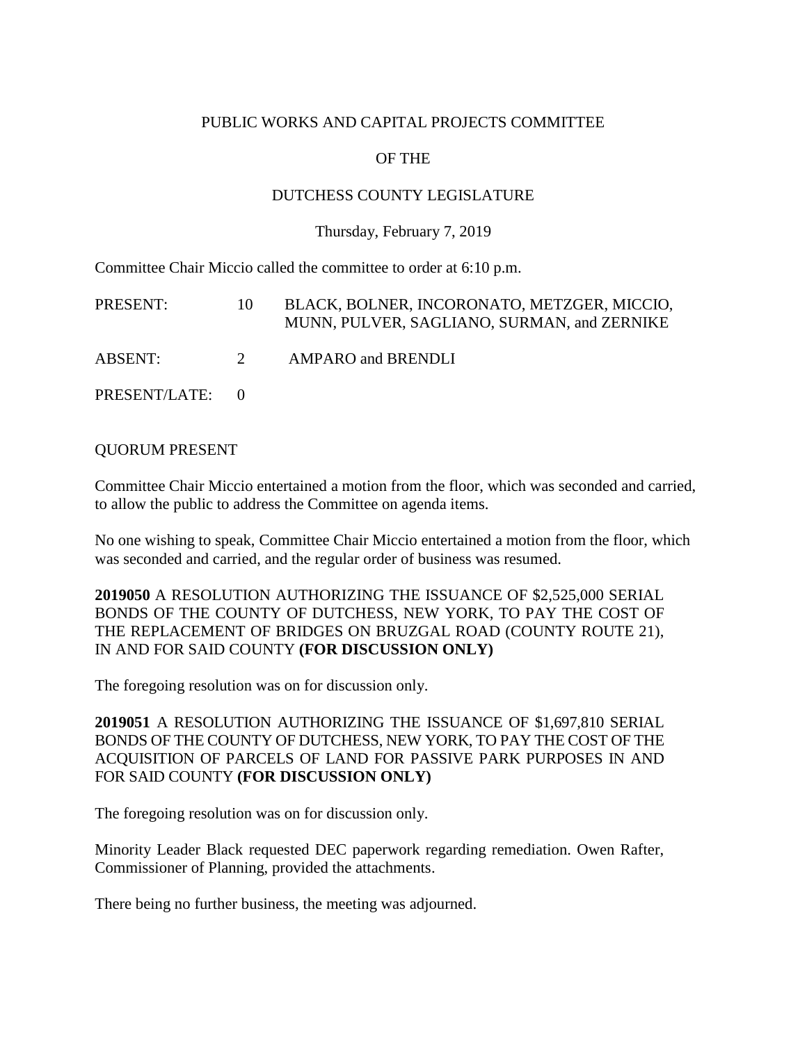PUBLIC WORKS AND CAPITAL PROJECTS COMMITTEE

OF THE

DUTCHESS COUNTY LEGISLATURE

Thursday, February 7, 2019

Committee Chair Miccio called the committee to order at 6:10 p.m.

| | | |
|---|---|---|
| PRESENT: | 10 | BLACK, BOLNER, INCORONATO, METZGER, MICCIO, MUNN, PULVER, SAGLIANO, SURMAN, and ZERNIKE |
| ABSENT: | 2 | AMPARO and BRENDLI |
| PRESENT/LATE: | 0 | |

QUORUM PRESENT

Committee Chair Miccio entertained a motion from the floor, which was seconded and carried, to allow the public to address the Committee on agenda items.

No one wishing to speak, Committee Chair Miccio entertained a motion from the floor, which was seconded and carried, and the regular order of business was resumed.

**2019050** A RESOLUTION AUTHORIZING THE ISSUANCE OF $2,525,000 SERIAL BONDS OF THE COUNTY OF DUTCHESS, NEW YORK, TO PAY THE COST OF THE REPLACEMENT OF BRIDGES ON BRUZGAL ROAD (COUNTY ROUTE 21), IN AND FOR SAID COUNTY **(FOR DISCUSSION ONLY)**

The foregoing resolution was on for discussion only.

**2019051** A RESOLUTION AUTHORIZING THE ISSUANCE OF $1,697,810 SERIAL BONDS OF THE COUNTY OF DUTCHESS, NEW YORK, TO PAY THE COST OF THE ACQUISITION OF PARCELS OF LAND FOR PASSIVE PARK PURPOSES IN AND FOR SAID COUNTY **(FOR DISCUSSION ONLY)**

The foregoing resolution was on for discussion only.

Minority Leader Black requested DEC paperwork regarding remediation. Owen Rafter, Commissioner of Planning, provided the attachments.

There being no further business, the meeting was adjourned.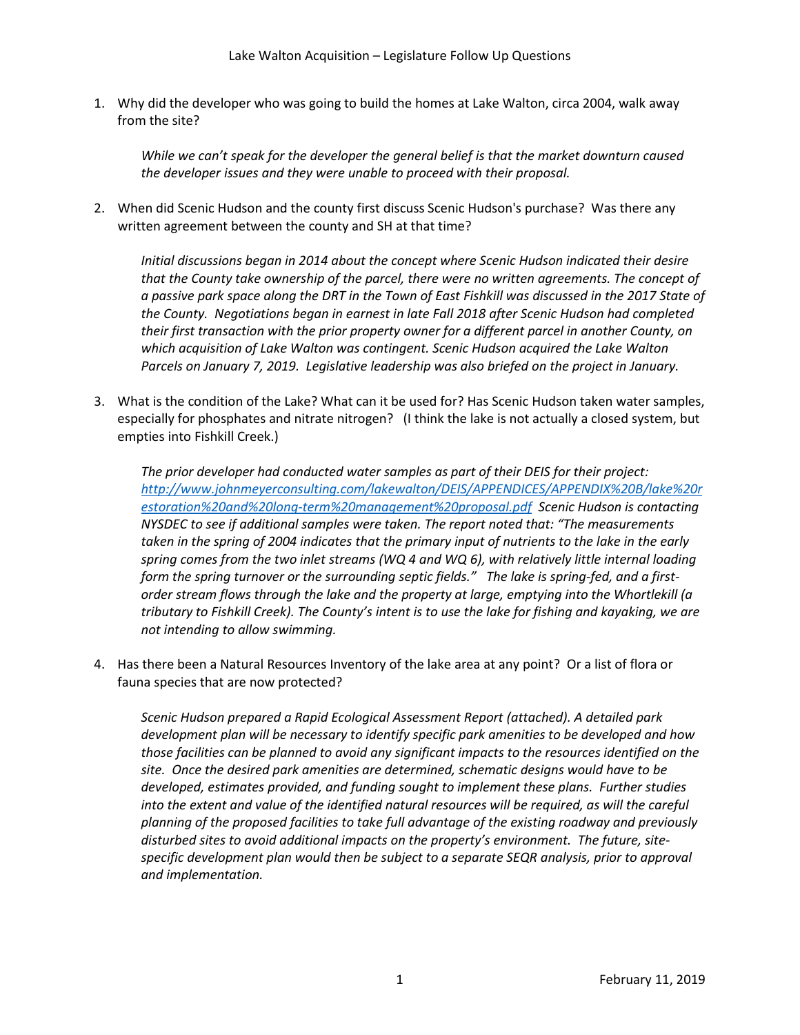Lake Walton Acquisition – Legislature Follow Up Questions

1. Why did the developer who was going to build the homes at Lake Walton, circa 2004, walk away from the site?

   *While we can't speak for the developer the general belief is that the market downturn caused the developer issues and they were unable to proceed with their proposal.*

2. When did Scenic Hudson and the county first discuss Scenic Hudson's purchase? Was there any written agreement between the county and SH at that time?

   *Initial discussions began in 2014 about the concept where Scenic Hudson indicated their desire that the County take ownership of the parcel, there were no written agreements. The concept of a passive park space along the DRT in the Town of East Fishkill was discussed in the 2017 State of the County. Negotiations began in earnest in late Fall 2018 after Scenic Hudson had completed their first transaction with the prior property owner for a different parcel in another County, on which acquisition of Lake Walton was contingent. Scenic Hudson acquired the Lake Walton Parcels on January 7, 2019. Legislative leadership was also briefed on the project in January.*

3. What is the condition of the Lake? What can it be used for? Has Scenic Hudson taken water samples, especially for phosphates and nitrate nitrogen? (I think the lake is not actually a closed system, but empties into Fishkill Creek.)

   *The prior developer had conducted water samples as part of their DEIS for their project: [http://www.johnmeyerconsulting.com/lakewalton/DEIS/APPENDICES/APPENDIX%20B/lake%20restoration%20and%20long-term%20management%20proposal.pdf](http://www.johnmeyerconsulting.com/lakewalton/DEIS/APPENDICES/APPENDIX%20B/lake%20restoration%20and%20long-term%20management%20proposal.pdf) Scenic Hudson is contacting NYSDEC to see if additional samples were taken. The report noted that: "The measurements taken in the spring of 2004 indicates that the primary input of nutrients to the lake in the early spring comes from the two inlet streams (WQ 4 and WQ 6), with relatively little internal loading form the spring turnover or the surrounding septic fields." The lake is spring-fed, and a first-order stream flows through the lake and the property at large, emptying into the Whortlekill (a tributary to Fishkill Creek). The County's intent is to use the lake for fishing and kayaking, we are not intending to allow swimming.*

4. Has there been a Natural Resources Inventory of the lake area at any point? Or a list of flora or fauna species that are now protected?

   *Scenic Hudson prepared a Rapid Ecological Assessment Report (attached). A detailed park development plan will be necessary to identify specific park amenities to be developed and how those facilities can be planned to avoid any significant impacts to the resources identified on the site. Once the desired park amenities are determined, schematic designs would have to be developed, estimates provided, and funding sought to implement these plans. Further studies into the extent and value of the identified natural resources will be required, as will the careful planning of the proposed facilities to take full advantage of the existing roadway and previously disturbed sites to avoid additional impacts on the property's environment. The future, site-specific development plan would then be subject to a separate SEQR analysis, prior to approval and implementation.*

February 11, 2019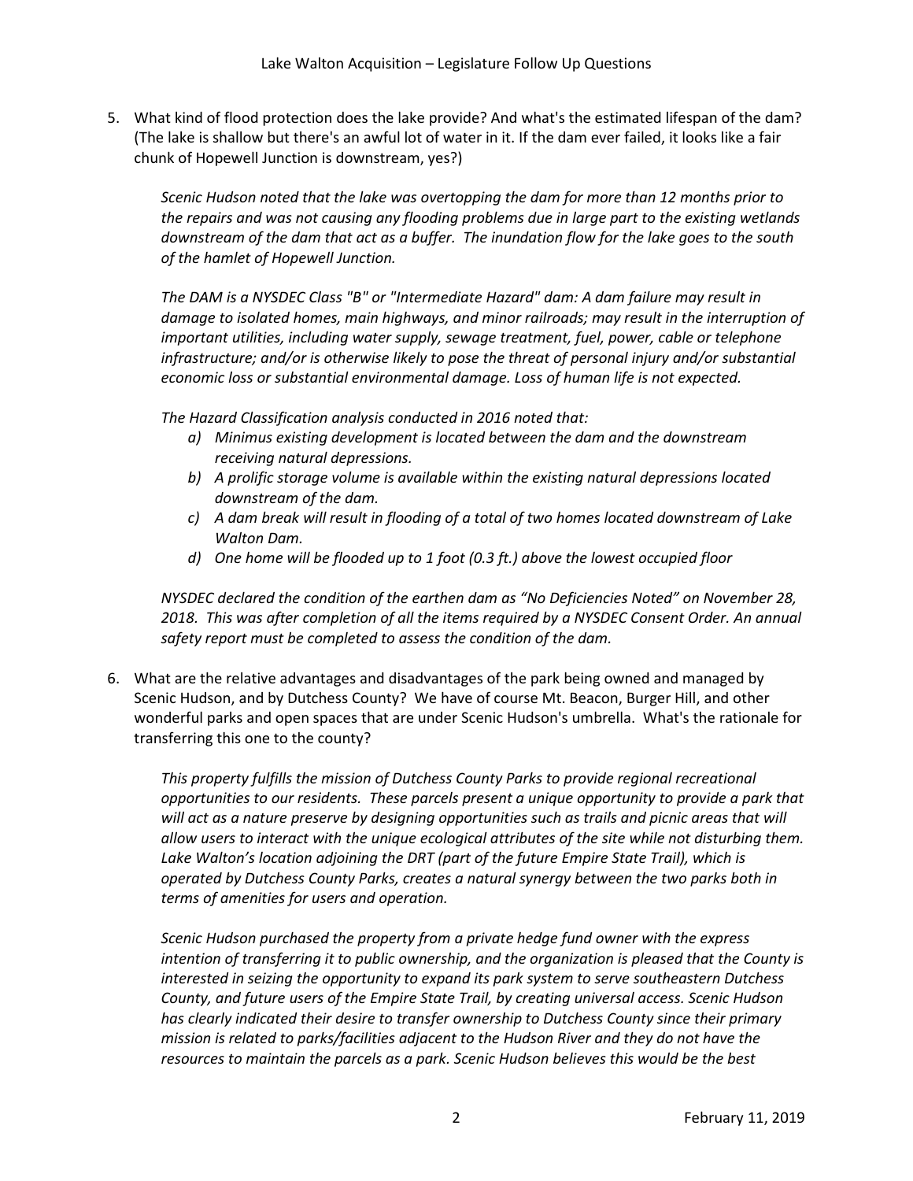5. What kind of flood protection does the lake provide? And what's the estimated lifespan of the dam? (The lake is shallow but there's an awful lot of water in it. If the dam ever failed, it looks like a fair chunk of Hopewell Junction is downstream, yes?)

   *Scenic Hudson noted that the lake was overtopping the dam for more than 12 months prior to the repairs and was not causing any flooding problems due in large part to the existing wetlands downstream of the dam that act as a buffer. The inundation flow for the lake goes to the south of the hamlet of Hopewell Junction.*

   *The DAM is a NYSDEC Class "B" or "Intermediate Hazard" dam: A dam failure may result in damage to isolated homes, main highways, and minor railroads; may result in the interruption of important utilities, including water supply, sewage treatment, fuel, power, cable or telephone infrastructure; and/or is otherwise likely to pose the threat of personal injury and/or substantial economic loss or substantial environmental damage. Loss of human life is not expected.*

   *The Hazard Classification analysis conducted in 2016 noted that:*

   a) *Minimus existing development is located between the dam and the downstream receiving natural depressions.*
   b) *A prolific storage volume is available within the existing natural depressions located downstream of the dam.*
   c) *A dam break will result in flooding of a total of two homes located downstream of Lake Walton Dam.*
   d) *One home will be flooded up to 1 foot (0.3 ft.) above the lowest occupied floor*

   *NYSDEC declared the condition of the earthen dam as "No Deficiencies Noted" on November 28, 2018. This was after completion of all the items required by a NYSDEC Consent Order. An annual safety report must be completed to assess the condition of the dam.*

6. What are the relative advantages and disadvantages of the park being owned and managed by Scenic Hudson, and by Dutchess County? We have of course Mt. Beacon, Burger Hill, and other wonderful parks and open spaces that are under Scenic Hudson's umbrella. What's the rationale for transferring this one to the county?

   *This property fulfills the mission of Dutchess County Parks to provide regional recreational opportunities to our residents. These parcels present a unique opportunity to provide a park that will act as a nature preserve by designing opportunities such as trails and picnic areas that will allow users to interact with the unique ecological attributes of the site while not disturbing them. Lake Walton's location adjoining the DRT (part of the future Empire State Trail), which is operated by Dutchess County Parks, creates a natural synergy between the two parks both in terms of amenities for users and operation.*

   *Scenic Hudson purchased the property from a private hedge fund owner with the express intention of transferring it to public ownership, and the organization is pleased that the County is interested in seizing the opportunity to expand its park system to serve southeastern Dutchess County, and future users of the Empire State Trail, by creating universal access. Scenic Hudson has clearly indicated their desire to transfer ownership to Dutchess County since their primary mission is related to parks/facilities adjacent to the Hudson River and they do not have the resources to maintain the parcels as a park. Scenic Hudson believes this would be the best*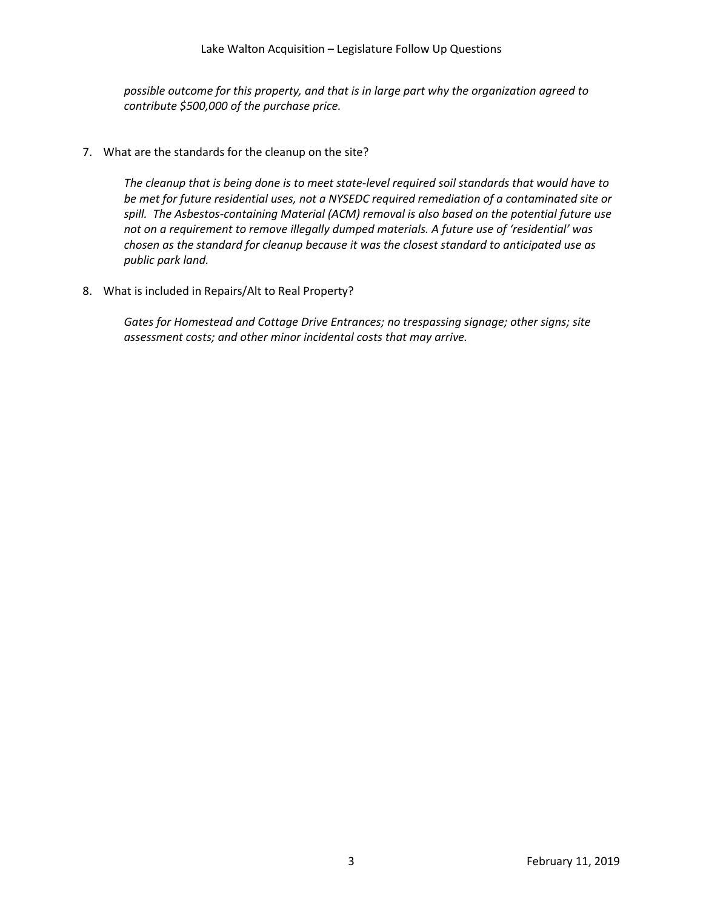*possible outcome for this property, and that is in large part why the organization agreed to contribute $500,000 of the purchase price.*

7. What are the standards for the cleanup on the site?

   *The cleanup that is being done is to meet state-level required soil standards that would have to be met for future residential uses, not a NYSEDC required remediation of a contaminated site or spill.  The Asbestos-containing Material (ACM) removal is also based on the potential future use not on a requirement to remove illegally dumped materials. A future use of 'residential' was chosen as the standard for cleanup because it was the closest standard to anticipated use as public park land.*

8. What is included in Repairs/Alt to Real Property?

   *Gates for Homestead and Cottage Drive Entrances; no trespassing signage; other signs; site assessment costs; and other minor incidental costs that may arrive.*